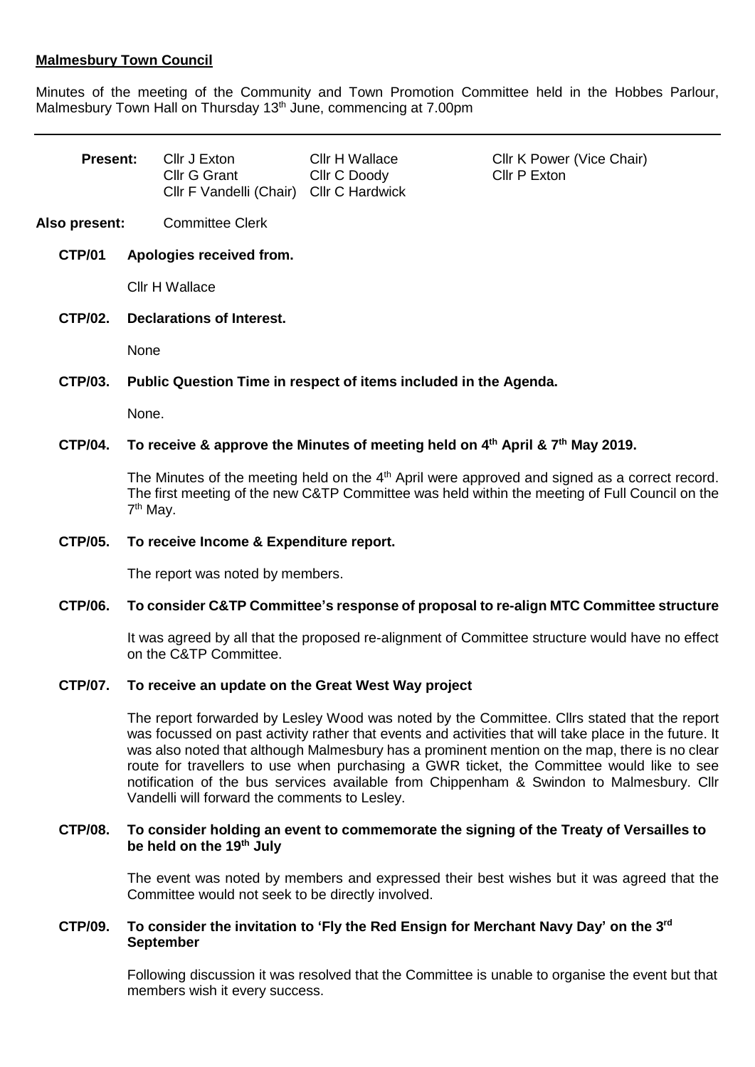**Malmesbury Town Council**

Minutes of the meeting of the Community and Town Promotion Committee held in the Hobbes Parlour, Malmesbury Town Hall on Thursday 13th June, commencing at 7.00pm

---

**Present:** Cllr J Exton, Cllr H Wallace, Cllr K Power (Vice Chair), Cllr G Grant, Cllr C Doody, Cllr P Exton, Cllr F Vandelli (Chair), Cllr C Hardwick

**Also present:** Committee Clerk

**CTP/01 Apologies received from.**

Cllr H Wallace

**CTP/02. Declarations of Interest.**

None

**CTP/03. Public Question Time in respect of items included in the Agenda.**

None.

**CTP/04. To receive & approve the Minutes of meeting held on 4th April & 7th May 2019.**

The Minutes of the meeting held on the 4th April were approved and signed as a correct record. The first meeting of the new C&TP Committee was held within the meeting of Full Council on the 7th May.

**CTP/05. To receive Income & Expenditure report.**

The report was noted by members.

**CTP/06. To consider C&TP Committee's response of proposal to re-align MTC Committee structure**

It was agreed by all that the proposed re-alignment of Committee structure would have no effect on the C&TP Committee.

**CTP/07. To receive an update on the Great West Way project**

The report forwarded by Lesley Wood was noted by the Committee. Cllrs stated that the report was focussed on past activity rather that events and activities that will take place in the future. It was also noted that although Malmesbury has a prominent mention on the map, there is no clear route for travellers to use when purchasing a GWR ticket, the Committee would like to see notification of the bus services available from Chippenham & Swindon to Malmesbury. Cllr Vandelli will forward the comments to Lesley.

**CTP/08. To consider holding an event to commemorate the signing of the Treaty of Versailles to be held on the 19th July**

The event was noted by members and expressed their best wishes but it was agreed that the Committee would not seek to be directly involved.

**CTP/09. To consider the invitation to 'Fly the Red Ensign for Merchant Navy Day' on the 3rd September**

Following discussion it was resolved that the Committee is unable to organise the event but that members wish it every success.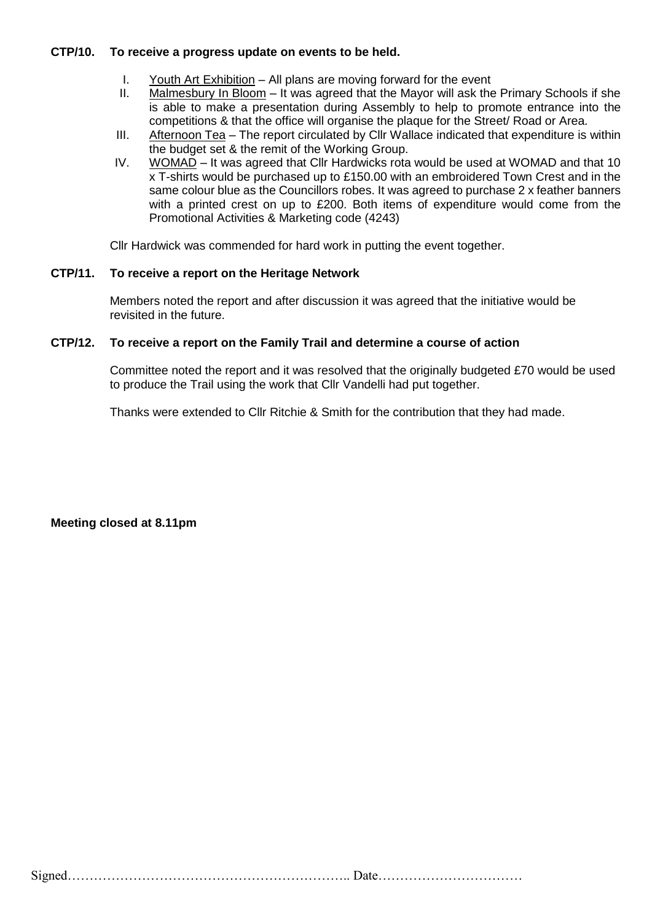**CTP/10. To receive a progress update on events to be held.**

I. Youth Art Exhibition – All plans are moving forward for the event
II. Malmesbury In Bloom – It was agreed that the Mayor will ask the Primary Schools if she is able to make a presentation during Assembly to help to promote entrance into the competitions & that the office will organise the plaque for the Street/ Road or Area.
III. Afternoon Tea – The report circulated by Cllr Wallace indicated that expenditure is within the budget set & the remit of the Working Group.
IV. WOMAD – It was agreed that Cllr Hardwicks rota would be used at WOMAD and that 10 x T-shirts would be purchased up to £150.00 with an embroidered Town Crest and in the same colour blue as the Councillors robes. It was agreed to purchase 2 x feather banners with a printed crest on up to £200. Both items of expenditure would come from the Promotional Activities & Marketing code (4243)

Cllr Hardwick was commended for hard work in putting the event together.

**CTP/11. To receive a report on the Heritage Network**

Members noted the report and after discussion it was agreed that the initiative would be revisited in the future.

**CTP/12. To receive a report on the Family Trail and determine a course of action**

Committee noted the report and it was resolved that the originally budgeted £70 would be used to produce the Trail using the work that Cllr Vandelli had put together.

Thanks were extended to Cllr Ritchie & Smith for the contribution that they had made.

**Meeting closed at 8.11pm**

Signed……………………………………………………….. Date……………………………